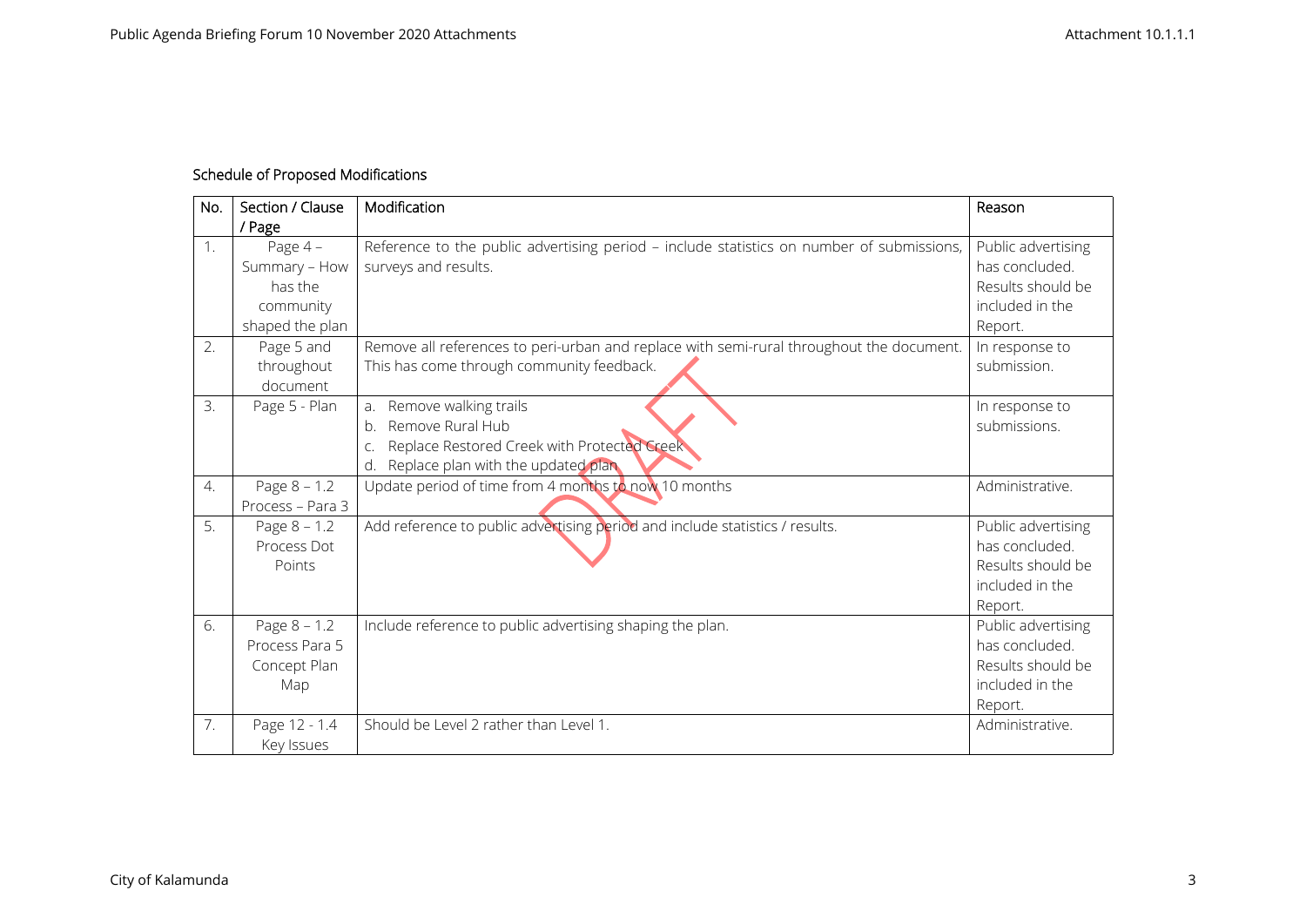Schedule of Proposed Modifications

| No. | Section / Clause / Page | Modification | Reason |
|---|---|---|---|
| 1. | Page 4 – Summary – How has the community shaped the plan | Reference to the public advertising period – include statistics on number of submissions, surveys and results. | Public advertising has concluded. Results should be included in the Report. |
| 2. | Page 5 and throughout document | Remove all references to peri-urban and replace with semi-rural throughout the document. This has come through community feedback. | In response to submission. |
| 3. | Page 5 - Plan | a. Remove walking trails<br>b. Remove Rural Hub<br>c. Replace Restored Creek with Protected Creek<br>d. Replace plan with the updated plan | In response to submissions. |
| 4. | Page 8 – 1.2 Process – Para 3 | Update period of time from 4 months to now 10 months | Administrative. |
| 5. | Page 8 – 1.2 Process Dot Points | Add reference to public advertising period and include statistics / results. | Public advertising has concluded. Results should be included in the Report. |
| 6. | Page 8 – 1.2 Process Para 5 Concept Plan Map | Include reference to public advertising shaping the plan. | Public advertising has concluded. Results should be included in the Report. |
| 7. | Page 12 - 1.4 Key Issues | Should be Level 2 rather than Level 1. | Administrative. |

DRAFT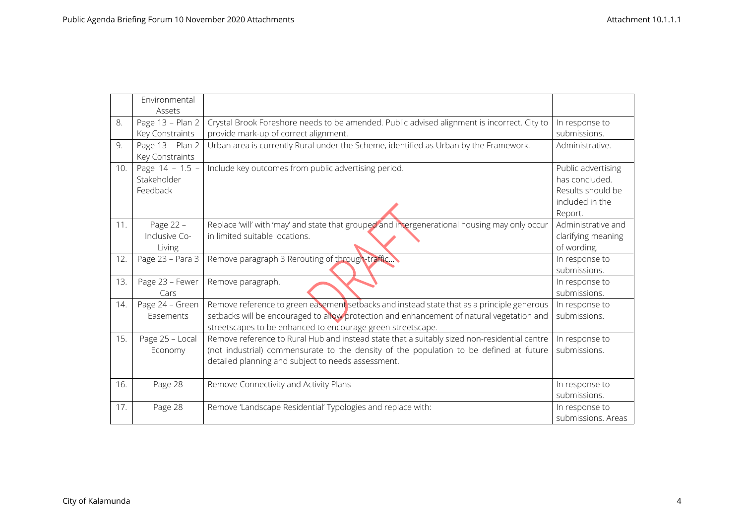|  | Environmental Assets |  |  |
|---|---|---|---|
| 8. | Page 13 – Plan 2 Key Constraints | Crystal Brook Foreshore needs to be amended. Public advised alignment is incorrect. City to provide mark-up of correct alignment. | In response to submissions. |
| 9. | Page 13 – Plan 2 Key Constraints | Urban area is currently Rural under the Scheme, identified as Urban by the Framework. | Administrative. |
| 10. | Page 14 – 1.5 – Stakeholder Feedback | Include key outcomes from public advertising period. | Public advertising has concluded. Results should be included in the Report. |
| 11. | Page 22 – Inclusive Co-Living | Replace 'will' with 'may' and state that grouped and intergenerational housing may only occur in limited suitable locations. | Administrative and clarifying meaning of wording. |
| 12. | Page 23 – Para 3 | Remove paragraph 3 Rerouting of through-traffic… | In response to submissions. |
| 13. | Page 23 – Fewer Cars | Remove paragraph. | In response to submissions. |
| 14. | Page 24 – Green Easements | Remove reference to green easement setbacks and instead state that as a principle generous setbacks will be encouraged to allow protection and enhancement of natural vegetation and streetscapes to be enhanced to encourage green streetscape. | In response to submissions. |
| 15. | Page 25 – Local Economy | Remove reference to Rural Hub and instead state that a suitably sized non-residential centre (not industrial) commensurate to the density of the population to be defined at future detailed planning and subject to needs assessment. | In response to submissions. |
| 16. | Page 28 | Remove Connectivity and Activity Plans | In response to submissions. |
| 17. | Page 28 | Remove 'Landscape Residential' Typologies and replace with: | In response to submissions. Areas |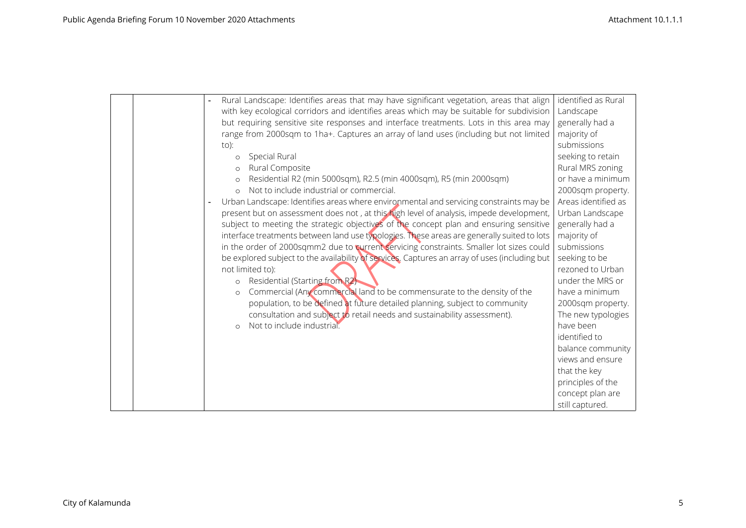| | | Description | Comment |
|---|---|---|---|
| | | - Rural Landscape: Identifies areas that may have significant vegetation, areas that align with key ecological corridors and identifies areas which may be suitable for subdivision but requiring sensitive site responses and interface treatments. Lots in this area may range from 2000sqm to 1ha+. Captures an array of land uses (including but not limited to):<br>o Special Rural<br>o Rural Composite<br>o Residential R2 (min 5000sqm), R2.5 (min 4000sqm), R5 (min 2000sqm)<br>o Not to include industrial or commercial.<br>- Urban Landscape: Identifies areas where environmental and servicing constraints may be present but on assessment does not , at this high level of analysis, impede development, subject to meeting the strategic objectives of the concept plan and ensuring sensitive interface treatments between land use typologies. These areas are generally suited to lots in the order of 2000sqmm2 due to current servicing constraints. Smaller lot sizes could be explored subject to the availability of services. Captures an array of uses (including but not limited to):<br>o Residential (Starting from R2)<br>o Commercial (Any commercial land to be commensurate to the density of the population, to be defined at future detailed planning, subject to community consultation and subject to retail needs and sustainability assessment).<br>o Not to include industrial. | identified as Rural Landscape generally had a majority of submissions seeking to retain Rural MRS zoning or have a minimum 2000sqm property. Areas identified as Urban Landscape generally had a majority of submissions seeking to be rezoned to Urban under the MRS or have a minimum 2000sqm property. The new typologies have been identified to balance community views and ensure that the key principles of the concept plan are still captured. |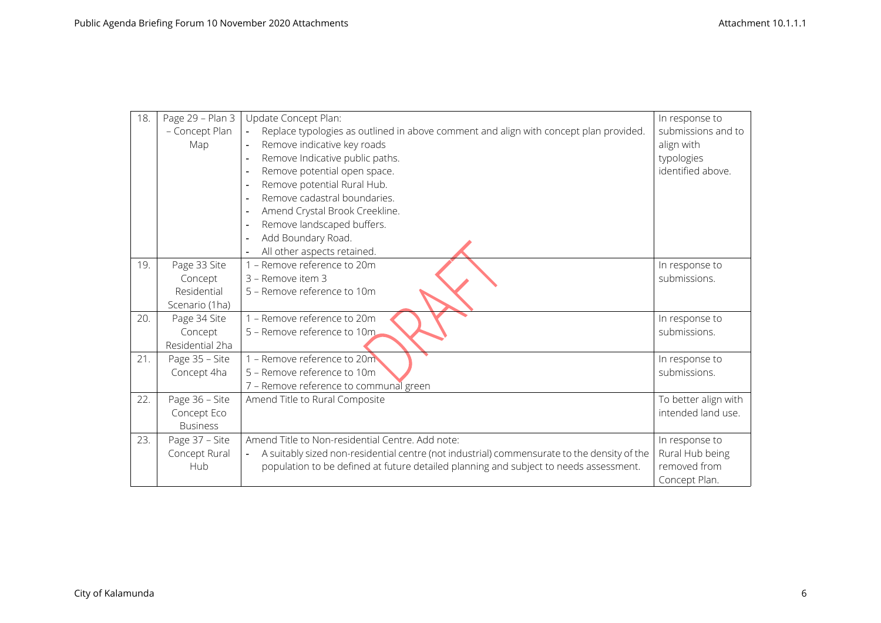| | | | |
|---|---|---|---|
| 18. | Page 29 – Plan 3 – Concept Plan Map | Update Concept Plan:<br>- Replace typologies as outlined in above comment and align with concept plan provided.<br>- Remove indicative key roads<br>- Remove Indicative public paths.<br>- Remove potential open space.<br>- Remove potential Rural Hub.<br>- Remove cadastral boundaries.<br>- Amend Crystal Brook Creekline.<br>- Remove landscaped buffers.<br>- Add Boundary Road.<br>- All other aspects retained. | In response to submissions and to align with typologies identified above. |
| 19. | Page 33 Site Concept Residential Scenario (1ha) | 1 – Remove reference to 20m<br>3 – Remove item 3<br>5 – Remove reference to 10m | In response to submissions. |
| 20. | Page 34 Site Concept Residential 2ha | 1 – Remove reference to 20m<br>5 – Remove reference to 10m | In response to submissions. |
| 21. | Page 35 – Site Concept 4ha | 1 – Remove reference to 20m<br>5 – Remove reference to 10m<br>7 – Remove reference to communal green | In response to submissions. |
| 22. | Page 36 – Site Concept Eco Business | Amend Title to Rural Composite | To better align with intended land use. |
| 23. | Page 37 – Site Concept Rural Hub | Amend Title to Non-residential Centre. Add note:<br>- A suitably sized non-residential centre (not industrial) commensurate to the density of the population to be defined at future detailed planning and subject to needs assessment. | In response to Rural Hub being removed from Concept Plan. |

DRAFT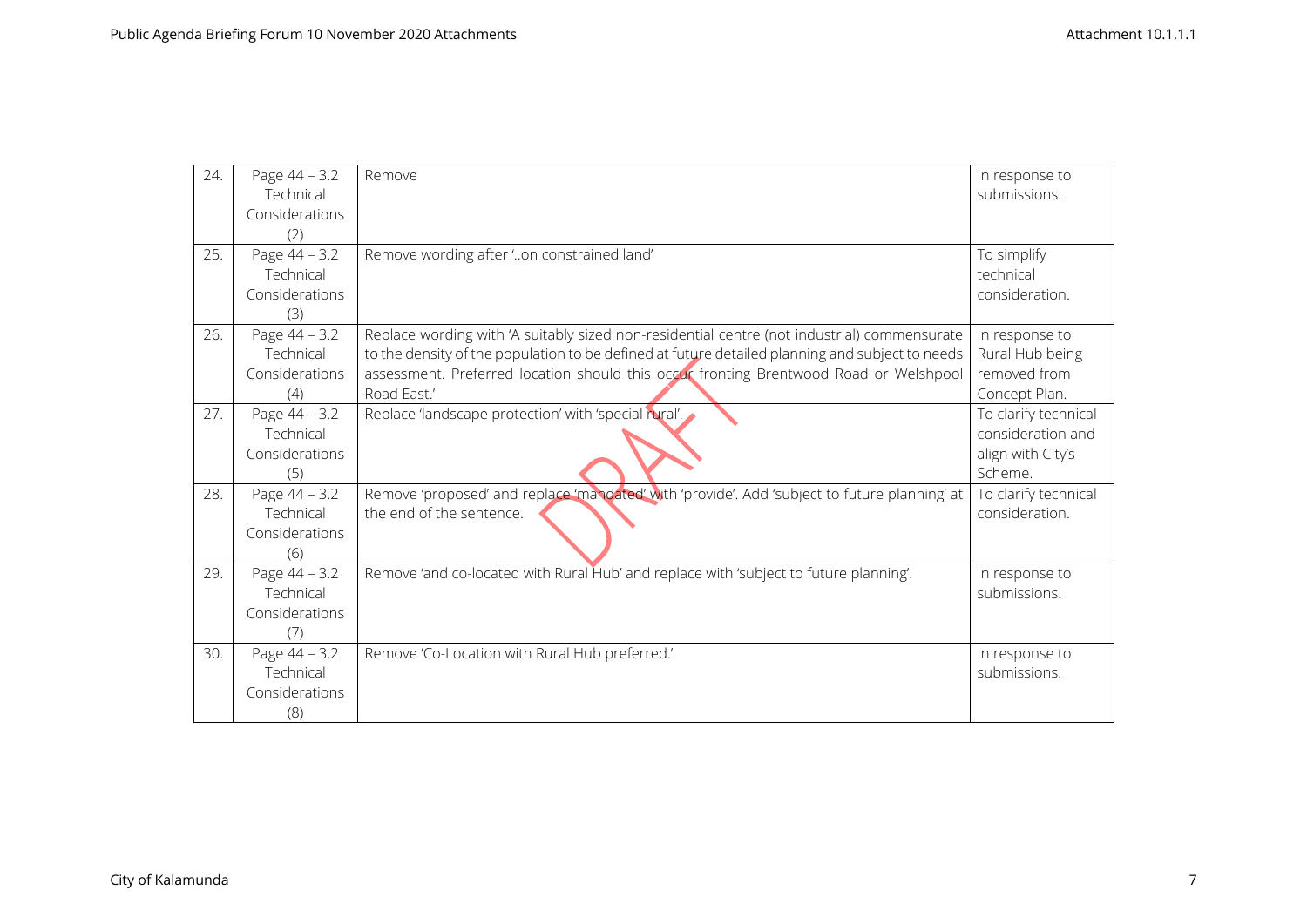| 24. | Page 44 – 3.2 Technical Considerations (2) | Remove | In response to submissions. |
|---|---|---|---|
| 25. | Page 44 – 3.2 Technical Considerations (3) | Remove wording after '..on constrained land' | To simplify technical consideration. |
| 26. | Page 44 – 3.2 Technical Considerations (4) | Replace wording with 'A suitably sized non-residential centre (not industrial) commensurate to the density of the population to be defined at future detailed planning and subject to needs assessment. Preferred location should this occur fronting Brentwood Road or Welshpool Road East.' | In response to Rural Hub being removed from Concept Plan. |
| 27. | Page 44 – 3.2 Technical Considerations (5) | Replace 'landscape protection' with 'special rural'. | To clarify technical consideration and align with City's Scheme. |
| 28. | Page 44 – 3.2 Technical Considerations (6) | Remove 'proposed' and replace 'mandated' with 'provide'. Add 'subject to future planning' at the end of the sentence. | To clarify technical consideration. |
| 29. | Page 44 – 3.2 Technical Considerations (7) | Remove 'and co-located with Rural Hub' and replace with 'subject to future planning'. | In response to submissions. |
| 30. | Page 44 – 3.2 Technical Considerations (8) | Remove 'Co-Location with Rural Hub preferred.' | In response to submissions. |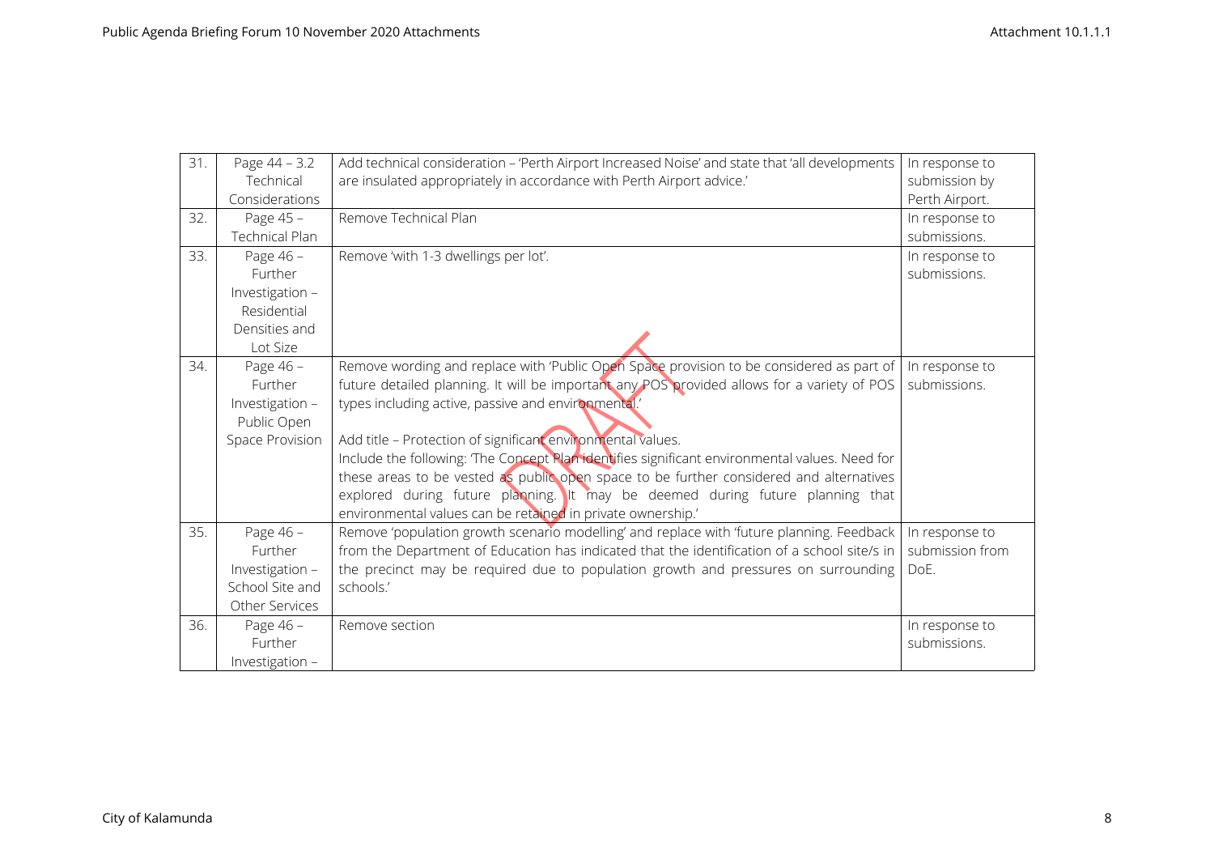| 31. | Page 44 – 3.2 Technical Considerations | Add technical consideration – 'Perth Airport Increased Noise' and state that 'all developments are insulated appropriately in accordance with Perth Airport advice.' | In response to submission by Perth Airport. |
|---|---|---|---|
| 32. | Page 45 – Technical Plan | Remove Technical Plan | In response to submissions. |
| 33. | Page 46 – Further Investigation – Residential Densities and Lot Size | Remove 'with 1-3 dwellings per lot'. | In response to submissions. |
| 34. | Page 46 – Further Investigation – Public Open Space Provision | Remove wording and replace with 'Public Open Space provision to be considered as part of future detailed planning. It will be important any POS provided allows for a variety of POS types including active, passive and environmental.'<br><br>Add title – Protection of significant environmental values.<br>Include the following: 'The Concept Plan identifies significant environmental values. Need for these areas to be vested as public open space to be further considered and alternatives explored during future planning. It may be deemed during future planning that environmental values can be retained in private ownership.' | In response to submissions. |
| 35. | Page 46 – Further Investigation – School Site and Other Services | Remove 'population growth scenario modelling' and replace with 'future planning. Feedback from the Department of Education has indicated that the identification of a school site/s in the precinct may be required due to population growth and pressures on surrounding schools.' | In response to submission from DoE. |
| 36. | Page 46 – Further Investigation – | Remove section | In response to submissions. |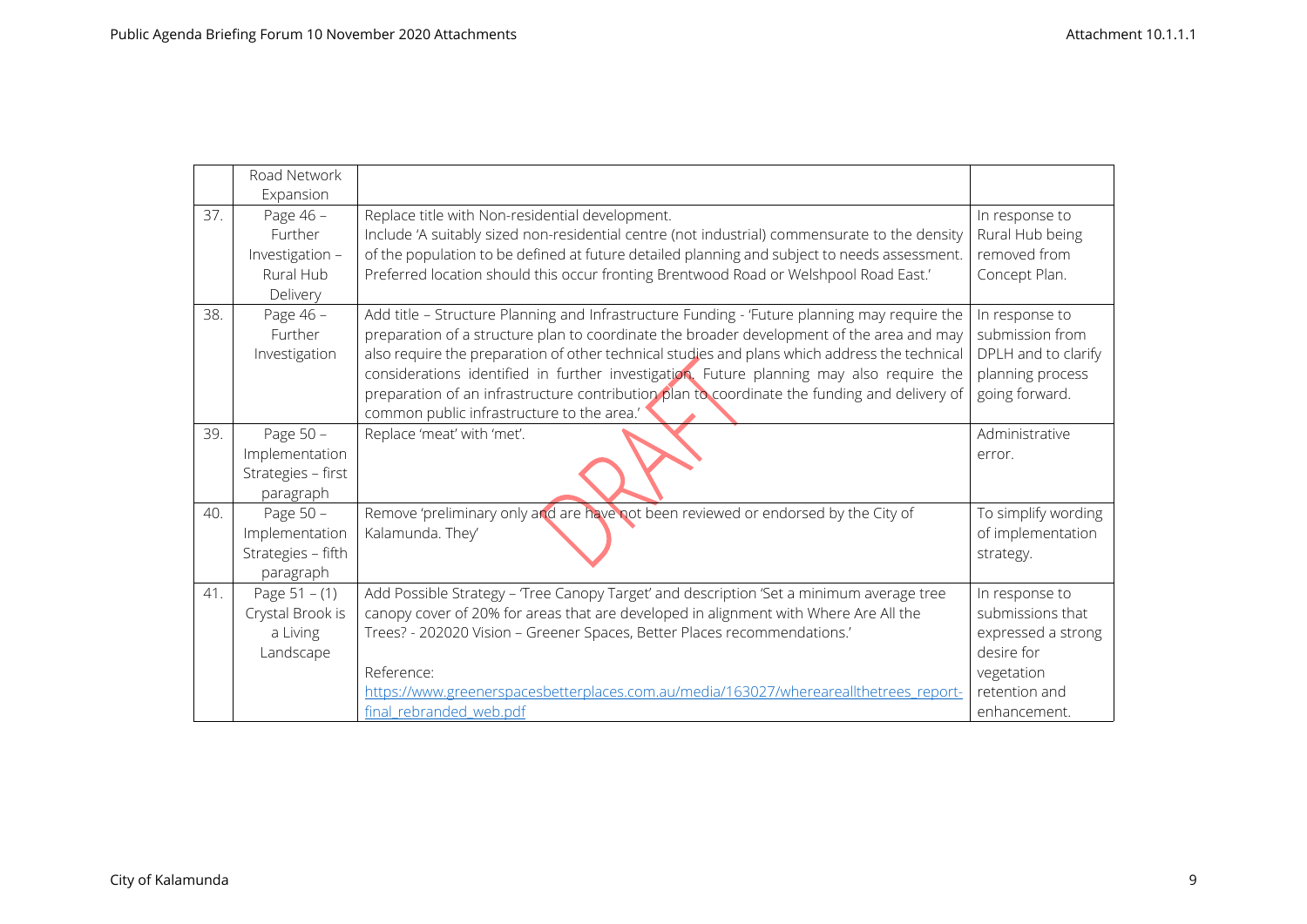| | | | |
|---|---|---|---|
| | Road Network Expansion | | |
| 37. | Page 46 – Further Investigation – Rural Hub Delivery | Replace title with Non-residential development.<br>Include 'A suitably sized non-residential centre (not industrial) commensurate to the density of the population to be defined at future detailed planning and subject to needs assessment. Preferred location should this occur fronting Brentwood Road or Welshpool Road East.' | In response to Rural Hub being removed from Concept Plan. |
| 38. | Page 46 – Further Investigation | Add title – Structure Planning and Infrastructure Funding - 'Future planning may require the preparation of a structure plan to coordinate the broader development of the area and may also require the preparation of other technical studies and plans which address the technical considerations identified in further investigation. Future planning may also require the preparation of an infrastructure contribution plan to coordinate the funding and delivery of common public infrastructure to the area.' | In response to submission from DPLH and to clarify planning process going forward. |
| 39. | Page 50 – Implementation Strategies – first paragraph | Replace 'meat' with 'met'. | Administrative error. |
| 40. | Page 50 – Implementation Strategies – fifth paragraph | Remove 'preliminary only and are have not been reviewed or endorsed by the City of Kalamunda. They' | To simplify wording of implementation strategy. |
| 41. | Page 51 – (1) Crystal Brook is a Living Landscape | Add Possible Strategy – 'Tree Canopy Target' and description 'Set a minimum average tree canopy cover of 20% for areas that are developed in alignment with Where Are All the Trees? - 202020 Vision – Greener Spaces, Better Places recommendations.'<br><br>Reference:<br>https://www.greenerspacesbetterplaces.com.au/media/163027/whereareallthetrees_report-final_rebranded_web.pdf | In response to submissions that expressed a strong desire for vegetation retention and enhancement. |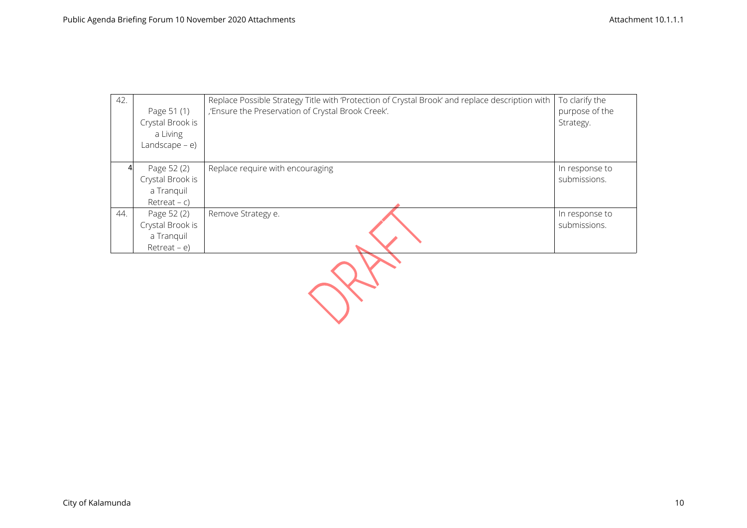| | | | |
|---|---|---|---|
| 42. | Page 51 (1) Crystal Brook is a Living Landscape – e) | Replace Possible Strategy Title with 'Protection of Crystal Brook' and replace description with ,'Ensure the Preservation of Crystal Brook Creek'. | To clarify the purpose of the Strategy. |
| 4 | Page 52 (2) Crystal Brook is a Tranquil Retreat – c) | Replace require with encouraging | In response to submissions. |
| 44. | Page 52 (2) Crystal Brook is a Tranquil Retreat – e) | Remove Strategy e. | In response to submissions. |

DRAFT